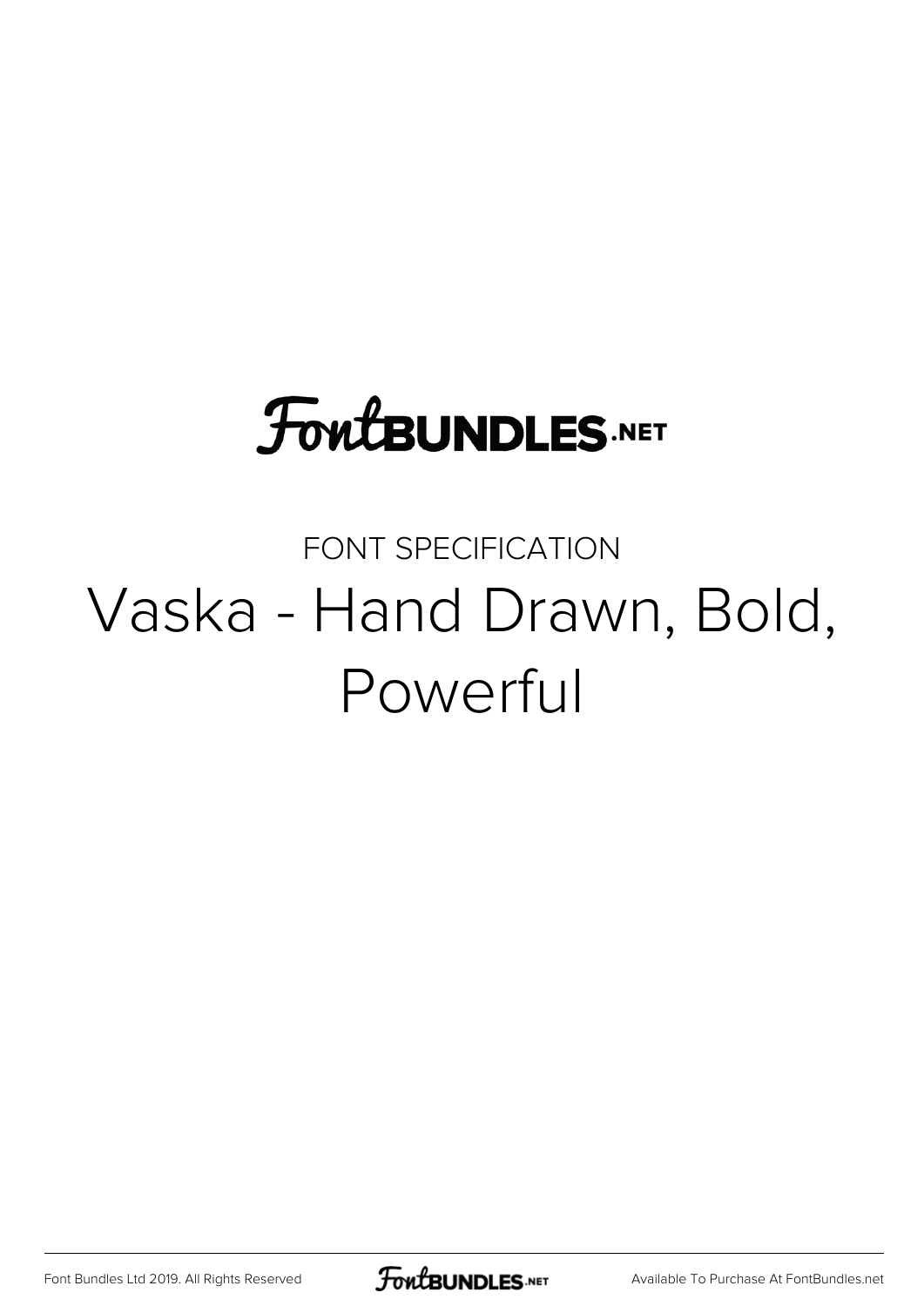FontBUNDLES.NET

FONT SPECIFICATION

# Vaska - Hand Drawn, Bold, Powerful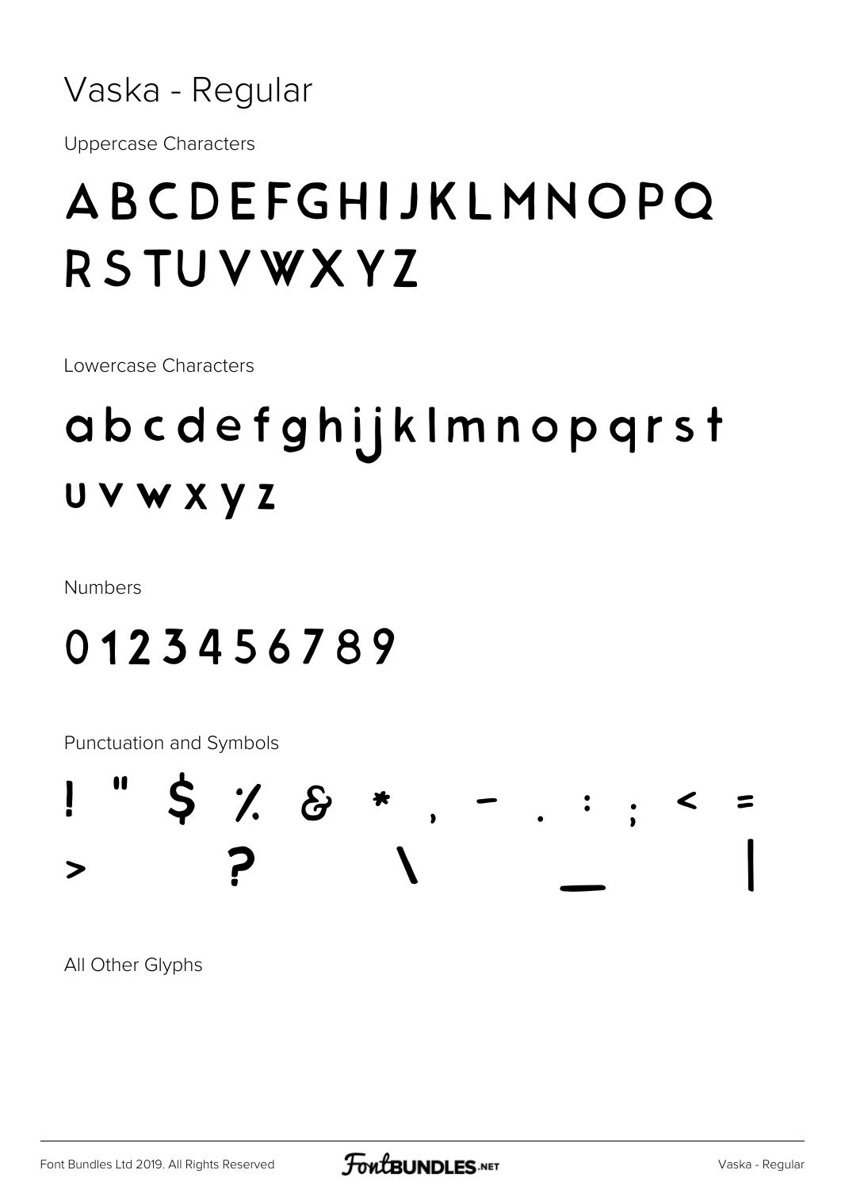# Vaska - Regular

Uppercase Characters

ABCDEFGHIJKLMNOPQ
RSTUVWXYZ

Lowercase Characters

abcdefghijklmnopqrst
uvwxyz

Numbers

0123456789

Punctuation and Symbols

! " $ % & * , - . : ; < =
> ? \ _ |

All Other Glyphs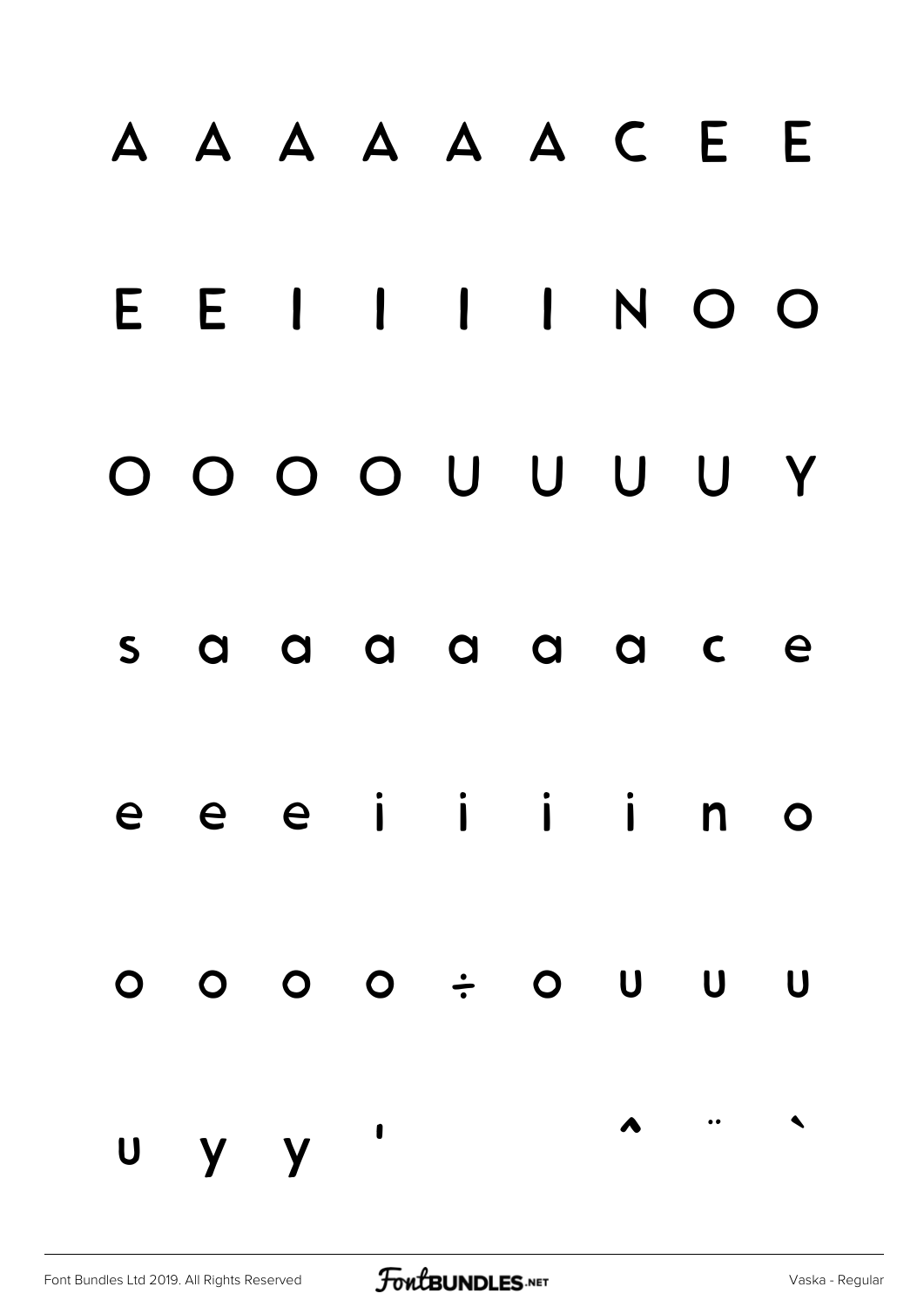A A A A A A C E E

E E I I I I N O O

O O O O U U U U Y

s a a a a a a c e

e e e i i i i n o

o o o o ÷ o u u u

u y y ' ˆ ¨ `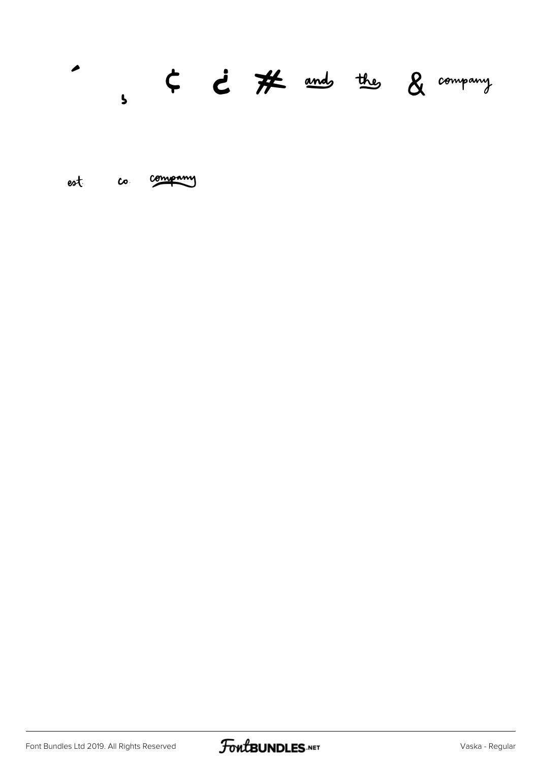´ ¸ ¢ ¿ # and the & company

est. co. company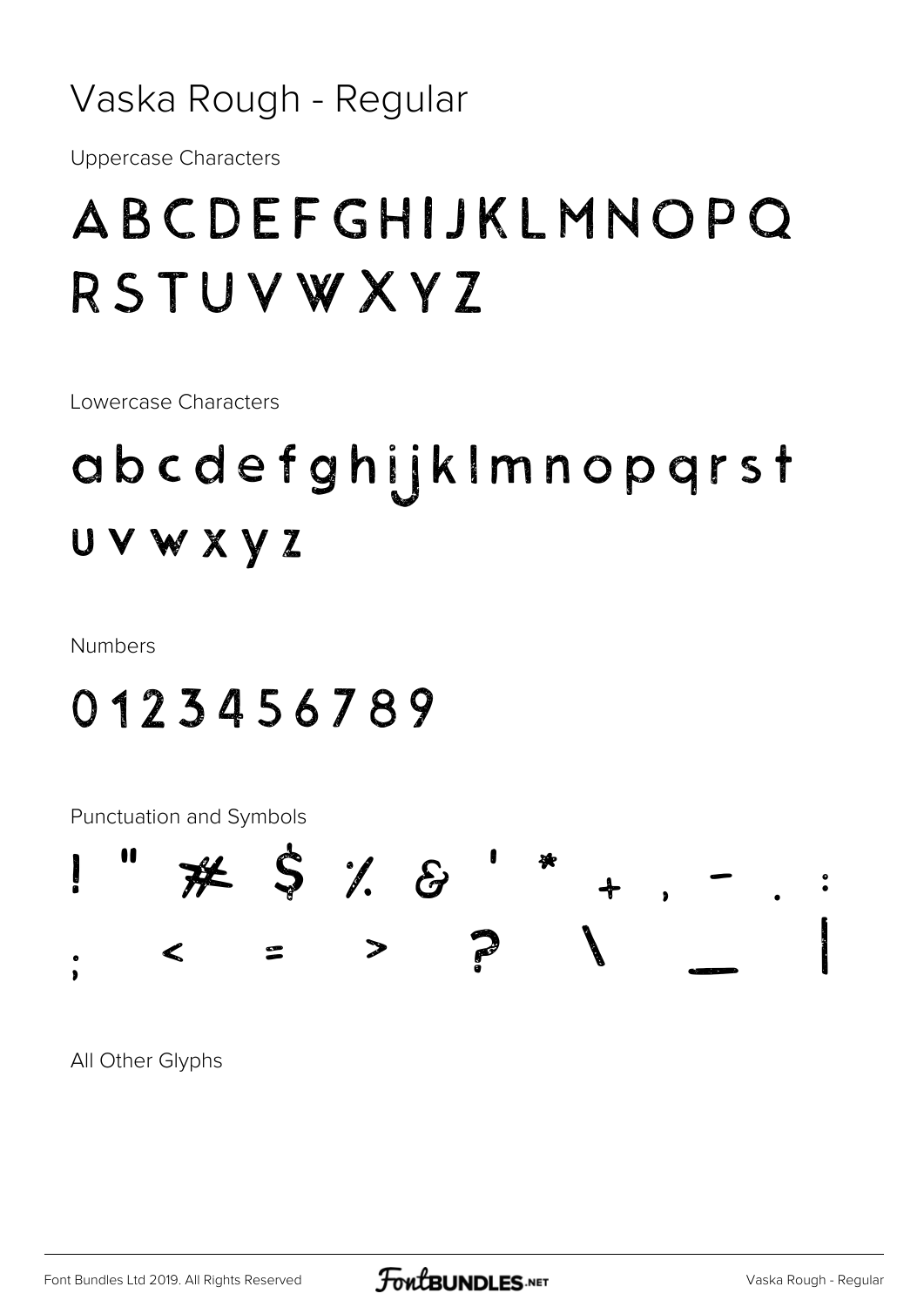# Vaska Rough - Regular

Uppercase Characters

ABCDEFGHIJKLMNOPQ
RSTUVWXYZ

Lowercase Characters

abcdefghijklmnopqrst
uvwxyz

Numbers

0123456789

Punctuation and Symbols

! " # $ % & ' * + , - . :
; < = > ? \ _ |

All Other Glyphs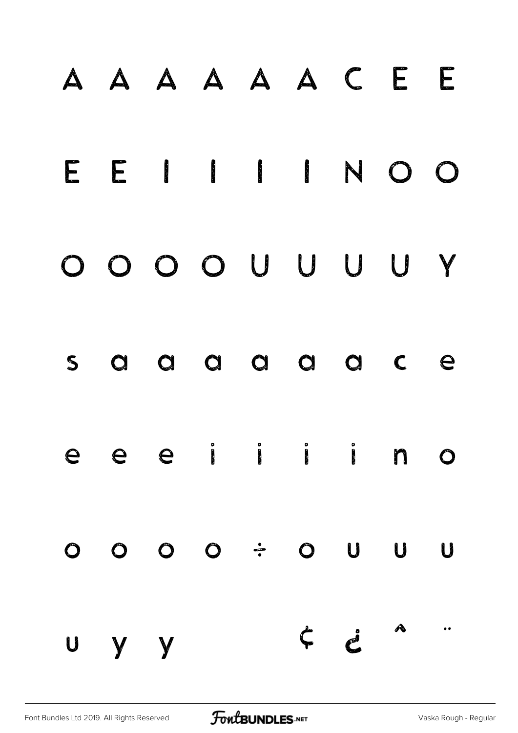A A A A A A C E E

E E I I I I N O O

O O O O U U U U Y

s a a a a a a c e

e e e i i i i n o

o o o o ÷ o u u u

u y y ¢ ¿ ˆ ¨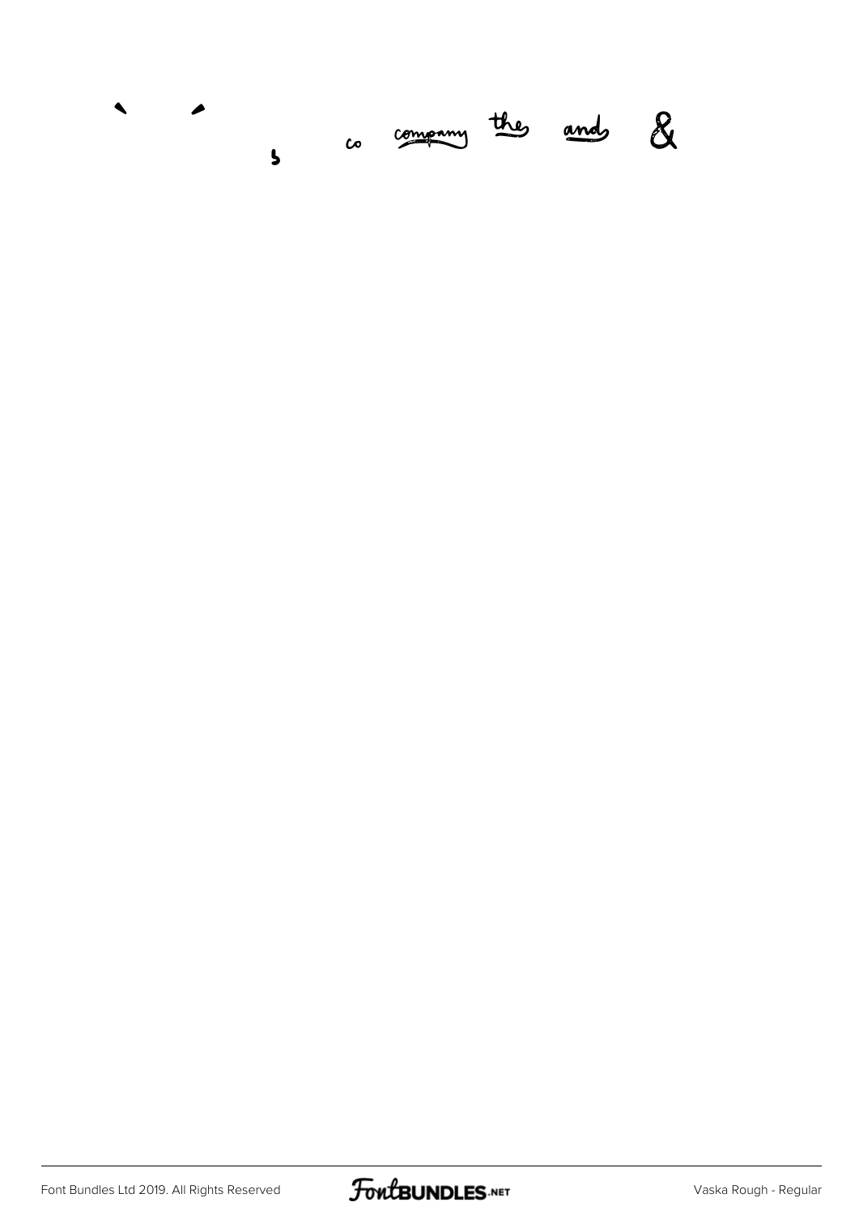co company the and &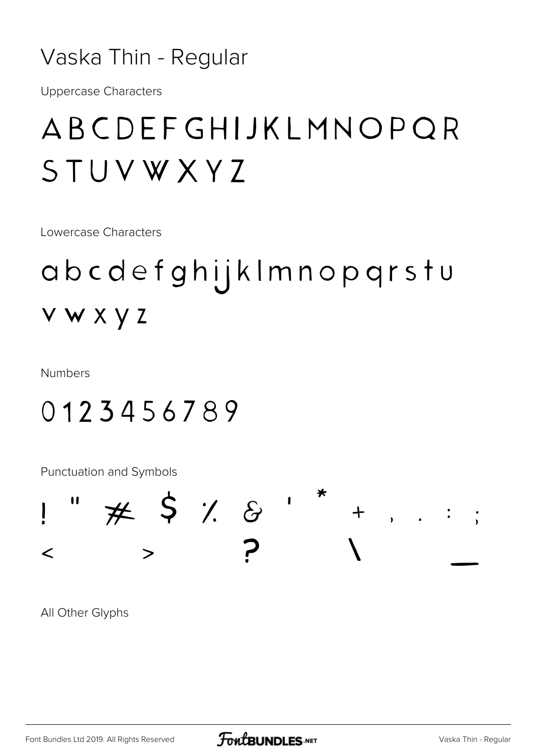# Vaska Thin - Regular

Uppercase Characters

ABCDEFGHIJKLMNOPQR
STUVWXYZ

Lowercase Characters

abcdefghijklmnopqrstu
vwxyz

Numbers

0123456789

Punctuation and Symbols

! " # $ % & ' * + , . : ;
< > ? \ _

All Other Glyphs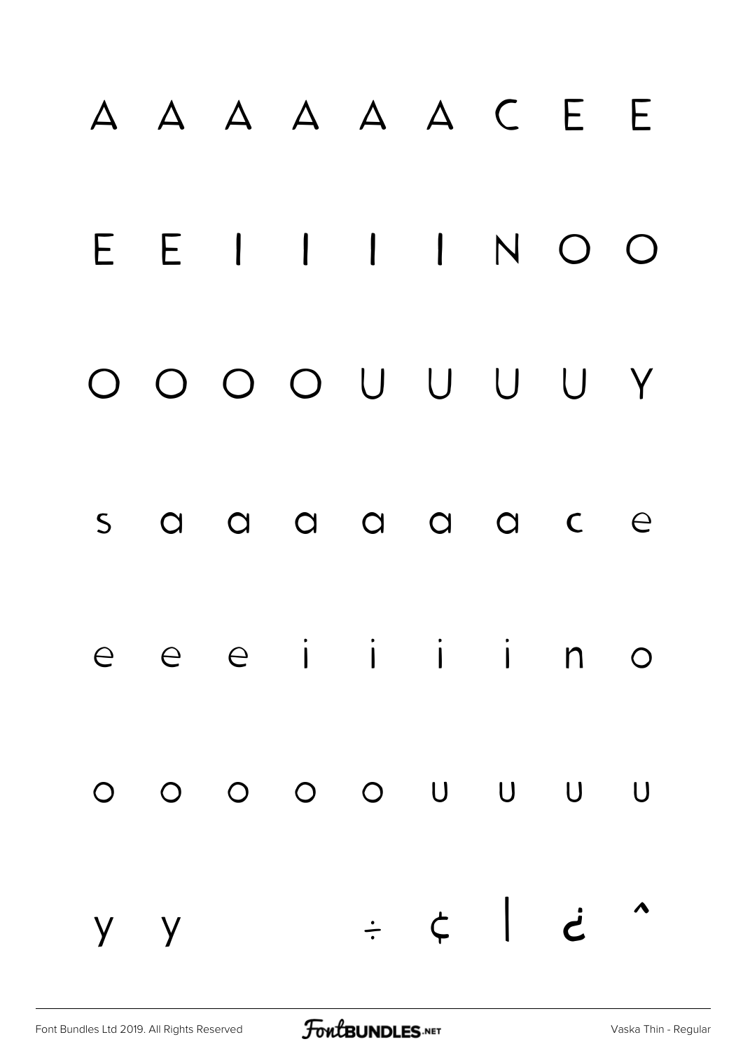A A A A A A C E E

E E I I I I N O O

O O O O U U U U Y

s a a a a a a c e

e e e i i i i n o

o o o o o u u u u

y y ÷ ¢ | ¿ ˆ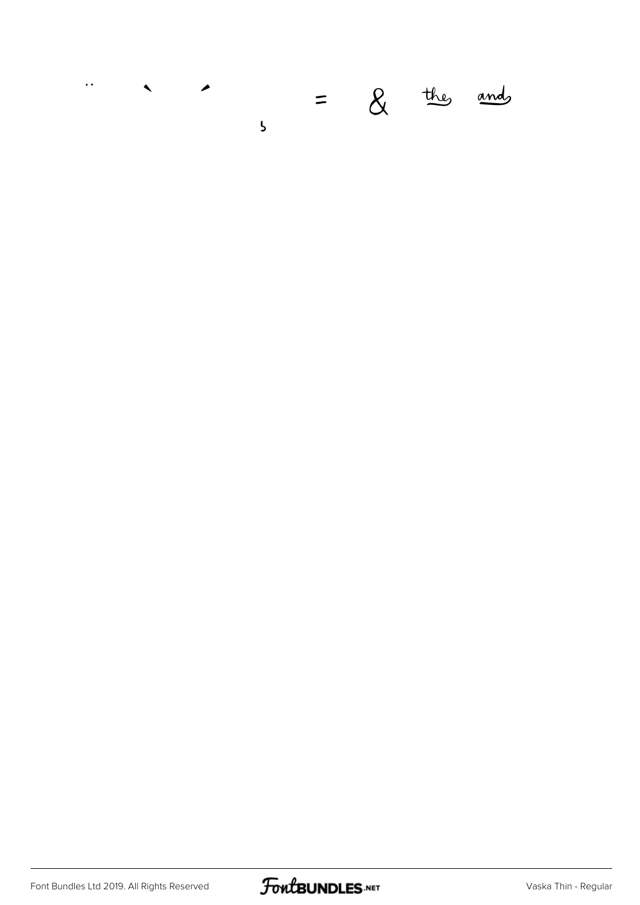¨ ˋ ˊ ¸ = & the and